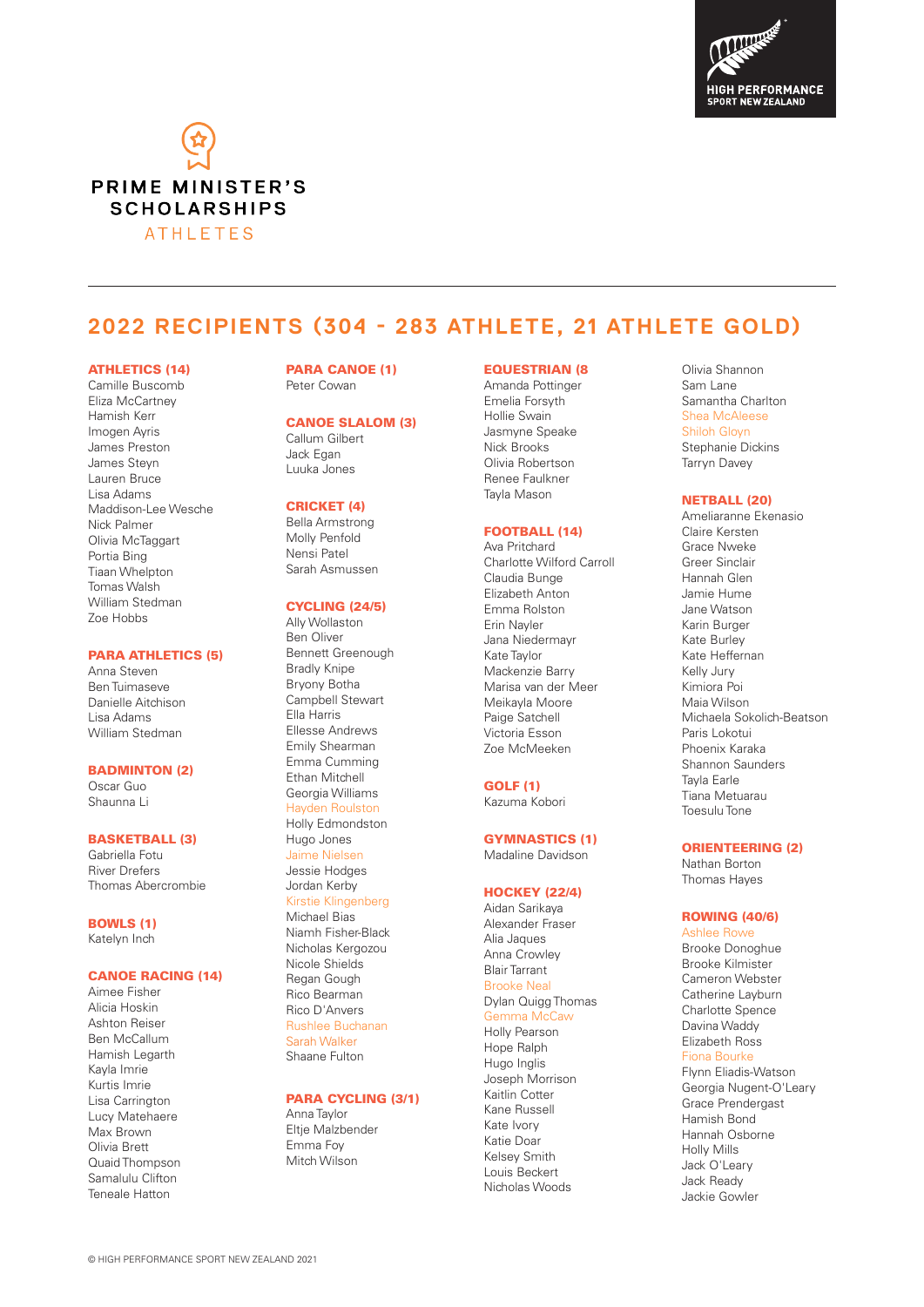HIGH PERFORMANCE SPORT NEW ZEALAND

# PRIME MINISTER'S SCHOLARSHIPS

ATHLETES

## 2022 RECIPIENTS (304 - 283 ATHLETE, 21 ATHLETE GOLD)

### ATHLETICS (14)
Camille Buscomb
Eliza McCartney
Hamish Kerr
Imogen Ayris
James Preston
James Steyn
Lauren Bruce
Lisa Adams
Maddison-Lee Wesche
Nick Palmer
Olivia McTaggart
Portia Bing
Tiaan Whelpton
Tomas Walsh
William Stedman
Zoe Hobbs

### PARA ATHLETICS (5)
Anna Steven
Ben Tuimaseve
Danielle Aitchison
Lisa Adams
William Stedman

### BADMINTON (2)
Oscar Guo
Shaunna Li

### BASKETBALL (3)
Gabriella Fotu
River Drefers
Thomas Abercrombie

### BOWLS (1)
Katelyn Inch

### CANOE RACING (14)
Aimee Fisher
Alicia Hoskin
Ashton Reiser
Ben McCallum
Hamish Legarth
Kayla Imrie
Kurtis Imrie
Lisa Carrington
Lucy Matehaere
Max Brown
Olivia Brett
Quaid Thompson
Samalulu Clifton
Teneale Hatton

### PARA CANOE (1)
Peter Cowan

### CANOE SLALOM (3)
Callum Gilbert
Jack Egan
Luuka Jones

### CRICKET (4)
Bella Armstrong
Molly Penfold
Nensi Patel
Sarah Asmussen

### CYCLING (24/5)
Ally Wollaston
Ben Oliver
Bennett Greenough
Bradly Knipe
Bryony Botha
Campbell Stewart
Ella Harris
Ellesse Andrews
Emily Shearman
Emma Cumming
Ethan Mitchell
Georgia Williams
Hayden Roulston
Holly Edmondston
Hugo Jones
Jaime Nielsen
Jessie Hodges
Jordan Kerby
Kirstie Klingenberg
Michael Bias
Niamh Fisher-Black
Nicholas Kergozou
Nicole Shields
Regan Gough
Rico Bearman
Rico D'Anvers
Rushlee Buchanan
Sarah Walker
Shaane Fulton

### PARA CYCLING (3/1)
Anna Taylor
Eltje Malzbender
Emma Foy
Mitch Wilson

### EQUESTRIAN (8
Amanda Pottinger
Emelia Forsyth
Hollie Swain
Jasmyne Speake
Nick Brooks
Olivia Robertson
Renee Faulkner
Tayla Mason

### FOOTBALL (14)
Ava Pritchard
Charlotte Wilford Carroll
Claudia Bunge
Elizabeth Anton
Emma Rolston
Erin Nayler
Jana Niedermayr
Kate Taylor
Mackenzie Barry
Marisa van der Meer
Meikayla Moore
Paige Satchell
Victoria Esson
Zoe McMeeken

### GOLF (1)
Kazuma Kobori

### GYMNASTICS (1)
Madaline Davidson

### HOCKEY (22/4)
Aidan Sarikaya
Alexander Fraser
Alia Jaques
Anna Crowley
Blair Tarrant
Brooke Neal
Dylan Quigg Thomas
Gemma McCaw
Holly Pearson
Hope Ralph
Hugo Inglis
Joseph Morrison
Kaitlin Cotter
Kane Russell
Kate Ivory
Katie Doar
Kelsey Smith
Louis Beckert
Nicholas Woods
Olivia Shannon
Sam Lane
Samantha Charlton
Shea McAleese
Shiloh Gloyn
Stephanie Dickins
Tarryn Davey

### NETBALL (20)
Ameliaranne Ekenasio
Claire Kersten
Grace Nweke
Greer Sinclair
Hannah Glen
Jamie Hume
Jane Watson
Karin Burger
Kate Burley
Kate Heffernan
Kelly Jury
Kimiora Poi
Maia Wilson
Michaela Sokolich-Beatson
Paris Lokotui
Phoenix Karaka
Shannon Saunders
Tayla Earle
Tiana Metuarau
Toesulu Tone

### ORIENTEERING (2)
Nathan Borton
Thomas Hayes

### ROWING (40/6)
Ashlee Rowe
Brooke Donoghue
Brooke Kilmister
Cameron Webster
Catherine Layburn
Charlotte Spence
Davina Waddy
Elizabeth Ross
Fiona Bourke
Flynn Eliadis-Watson
Georgia Nugent-O'Leary
Grace Prendergast
Hamish Bond
Hannah Osborne
Holly Mills
Jack O'Leary
Jack Ready
Jackie Gowler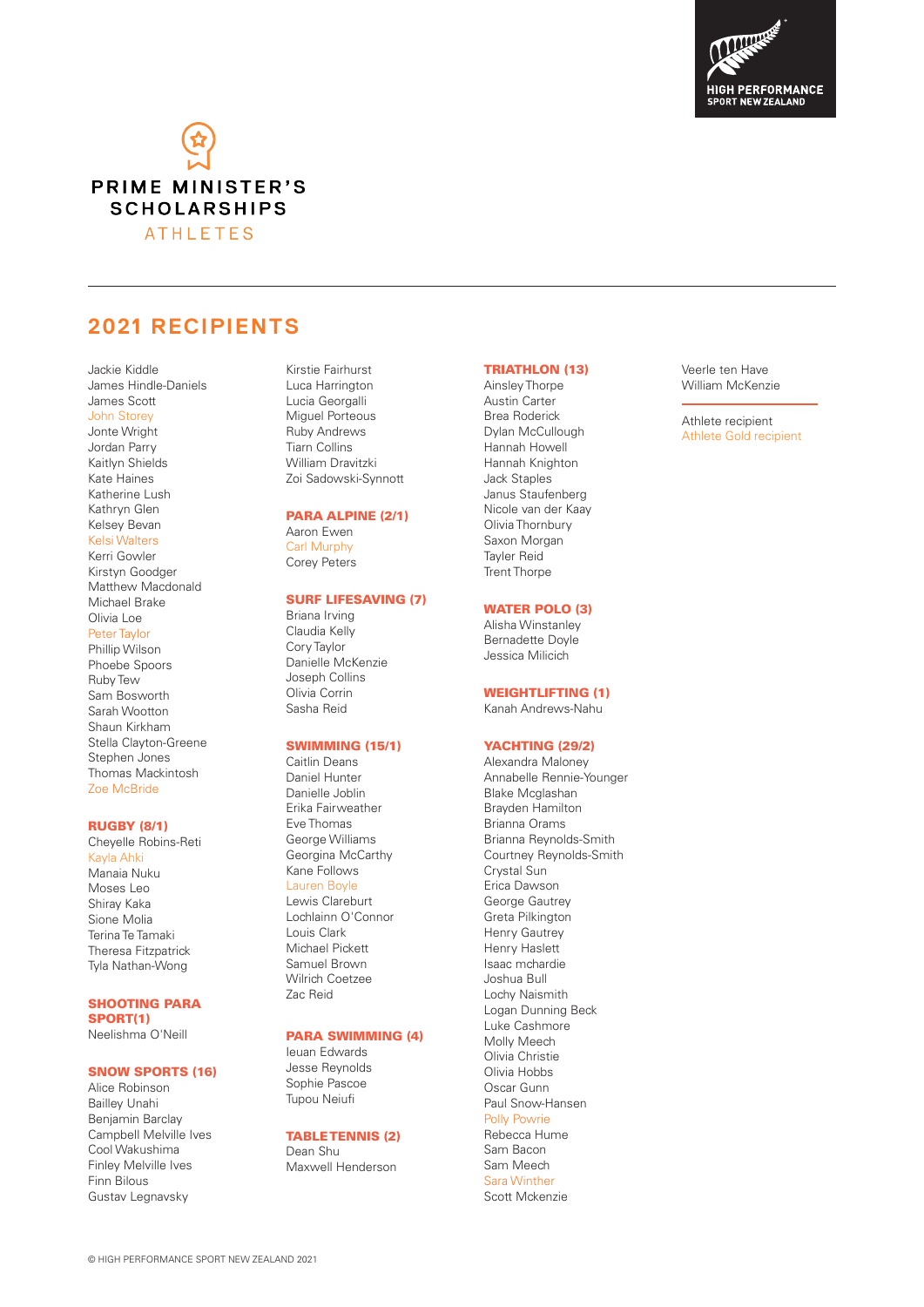HIGH PERFORMANCE SPORT NEW ZEALAND

# PRIME MINISTER'S SCHOLARSHIPS

ATHLETES

## 2021 RECIPIENTS

Jackie Kiddle
James Hindle-Daniels
James Scott
John Storey
Jonte Wright
Jordan Parry
Kaitlyn Shields
Kate Haines
Katherine Lush
Kathryn Glen
Kelsey Bevan
Kelsi Walters
Kerri Gowler
Kirstyn Goodger
Matthew Macdonald
Michael Brake
Olivia Loe
Peter Taylor
Phillip Wilson
Phoebe Spoors
Ruby Tew
Sam Bosworth
Sarah Wootton
Shaun Kirkham
Stella Clayton-Greene
Stephen Jones
Thomas Mackintosh
Zoe McBride

### RUGBY (8/1)

Cheyelle Robins-Reti
Kayla Ahki
Manaia Nuku
Moses Leo
Shiray Kaka
Sione Molia
Terina Te Tamaki
Theresa Fitzpatrick
Tyla Nathan-Wong

### SHOOTING PARA SPORT(1)

Neelishma O'Neill

### SNOW SPORTS (16)

Alice Robinson
Bailley Unahi
Benjamin Barclay
Campbell Melville Ives
Cool Wakushima
Finley Melville Ives
Finn Bilous
Gustav Legnavsky
Kirstie Fairhurst
Luca Harrington
Lucia Georgalli
Miguel Porteous
Ruby Andrews
Tiarn Collins
William Dravitzki
Zoi Sadowski-Synnott

### PARA ALPINE (2/1)

Aaron Ewen
Carl Murphy
Corey Peters

### SURF LIFESAVING (7)

Briana Irving
Claudia Kelly
Cory Taylor
Danielle McKenzie
Joseph Collins
Olivia Corrin
Sasha Reid

### SWIMMING (15/1)

Caitlin Deans
Daniel Hunter
Danielle Joblin
Erika Fairweather
Eve Thomas
George Williams
Georgina McCarthy
Kane Follows
Lauren Boyle
Lewis Clareburt
Lochlainn O'Connor
Louis Clark
Michael Pickett
Samuel Brown
Wilrich Coetzee
Zac Reid

### PARA SWIMMING (4)

Ieuan Edwards
Jesse Reynolds
Sophie Pascoe
Tupou Neiufi

### TABLE TENNIS (2)

Dean Shu
Maxwell Henderson

### TRIATHLON (13)

Ainsley Thorpe
Austin Carter
Brea Roderick
Dylan McCullough
Hannah Howell
Hannah Knighton
Jack Staples
Janus Staufenberg
Nicole van der Kaay
Olivia Thornbury
Saxon Morgan
Tayler Reid
Trent Thorpe

### WATER POLO (3)

Alisha Winstanley
Bernadette Doyle
Jessica Milicich

### WEIGHTLIFTING (1)

Kanah Andrews-Nahu

### YACHTING (29/2)

Alexandra Maloney
Annabelle Rennie-Younger
Blake Mcglashan
Brayden Hamilton
Brianna Orams
Brianna Reynolds-Smith
Courtney Reynolds-Smith
Crystal Sun
Erica Dawson
George Gautrey
Greta Pilkington
Henry Gautrey
Henry Haslett
Isaac mchardie
Joshua Bull
Lochy Naismith
Logan Dunning Beck
Luke Cashmore
Molly Meech
Olivia Christie
Olivia Hobbs
Oscar Gunn
Paul Snow-Hansen
Polly Powrie
Rebecca Hume
Sam Bacon
Sam Meech
Sara Winther
Scott Mckenzie
Veerle ten Have
William McKenzie

Athlete recipient
Athlete Gold recipient

© HIGH PERFORMANCE SPORT NEW ZEALAND 2021